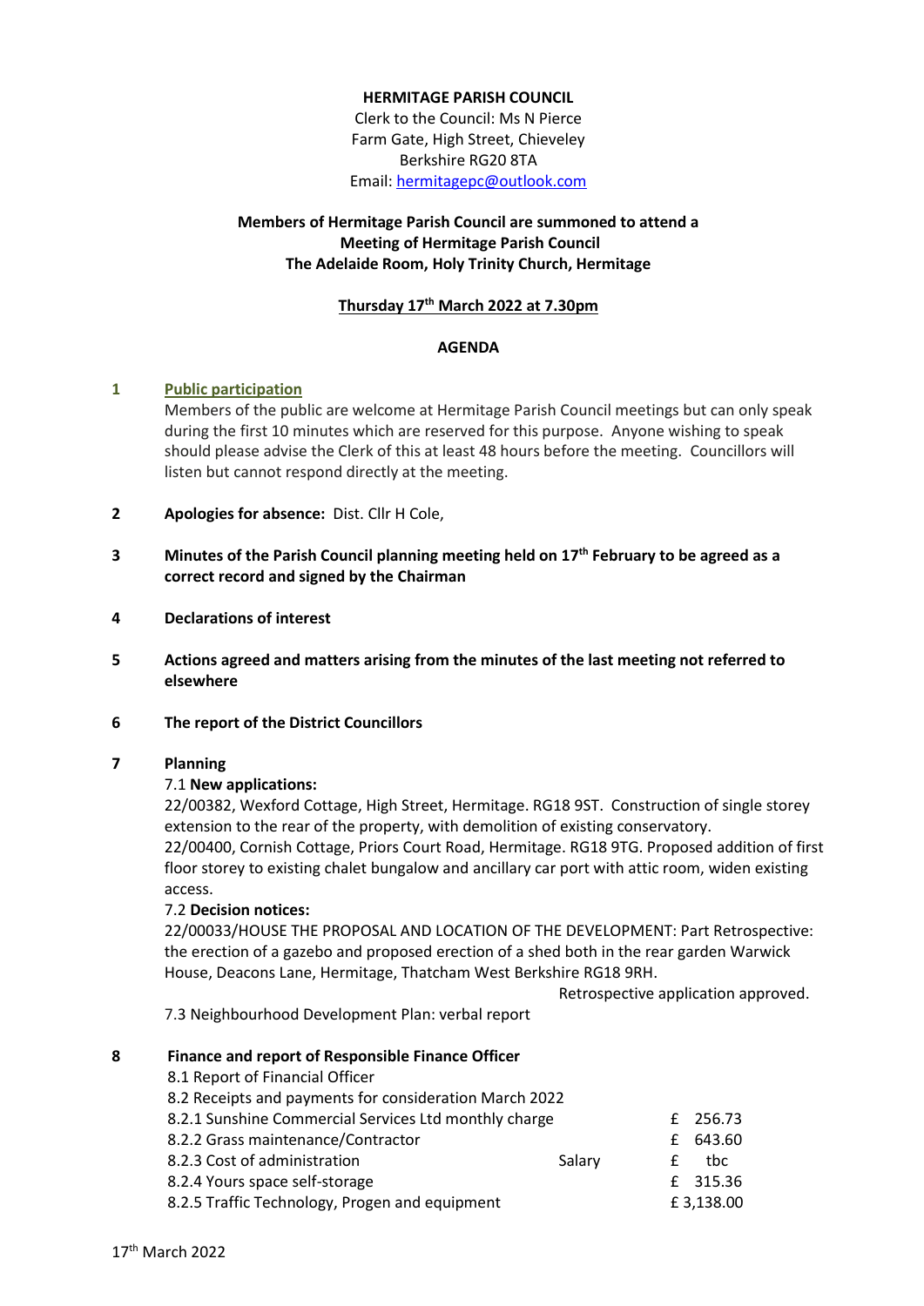**HERMITAGE PARISH COUNCIL**
Clerk to the Council: Ms N Pierce
Farm Gate, High Street, Chieveley
Berkshire RG20 8TA
Email: hermitagepc@outlook.com

**Members of Hermitage Parish Council are summoned to attend a Meeting of Hermitage Parish Council The Adelaide Room, Holy Trinity Church, Hermitage**

**Thursday 17th March 2022 at 7.30pm**

**AGENDA**

**1 Public participation**

Members of the public are welcome at Hermitage Parish Council meetings but can only speak during the first 10 minutes which are reserved for this purpose. Anyone wishing to speak should please advise the Clerk of this at least 48 hours before the meeting. Councillors will listen but cannot respond directly at the meeting.

**2 Apologies for absence:** Dist. Cllr H Cole,

**3 Minutes of the Parish Council planning meeting held on 17th February to be agreed as a correct record and signed by the Chairman**

**4 Declarations of interest**

**5 Actions agreed and matters arising from the minutes of the last meeting not referred to elsewhere**

**6 The report of the District Councillors**

**7 Planning**

7.1 **New applications:**

22/00382, Wexford Cottage, High Street, Hermitage. RG18 9ST. Construction of single storey extension to the rear of the property, with demolition of existing conservatory.

22/00400, Cornish Cottage, Priors Court Road, Hermitage. RG18 9TG. Proposed addition of first floor storey to existing chalet bungalow and ancillary car port with attic room, widen existing access.

7.2 **Decision notices:**

22/00033/HOUSE THE PROPOSAL AND LOCATION OF THE DEVELOPMENT: Part Retrospective: the erection of a gazebo and proposed erection of a shed both in the rear garden Warwick House, Deacons Lane, Hermitage, Thatcham West Berkshire RG18 9RH.

Retrospective application approved.

7.3 Neighbourhood Development Plan: verbal report

**8 Finance and report of Responsible Finance Officer**

8.1 Report of Financial Officer

8.2 Receipts and payments for consideration March 2022

| | | |
|---|---|---|
| 8.2.1 Sunshine Commercial Services Ltd monthly charge | | £ 256.73 |
| 8.2.2 Grass maintenance/Contractor | | £ 643.60 |
| 8.2.3 Cost of administration | Salary | £ tbc |
| 8.2.4 Yours space self-storage | | £ 315.36 |
| 8.2.5 Traffic Technology, Progen and equipment | | £ 3,138.00 |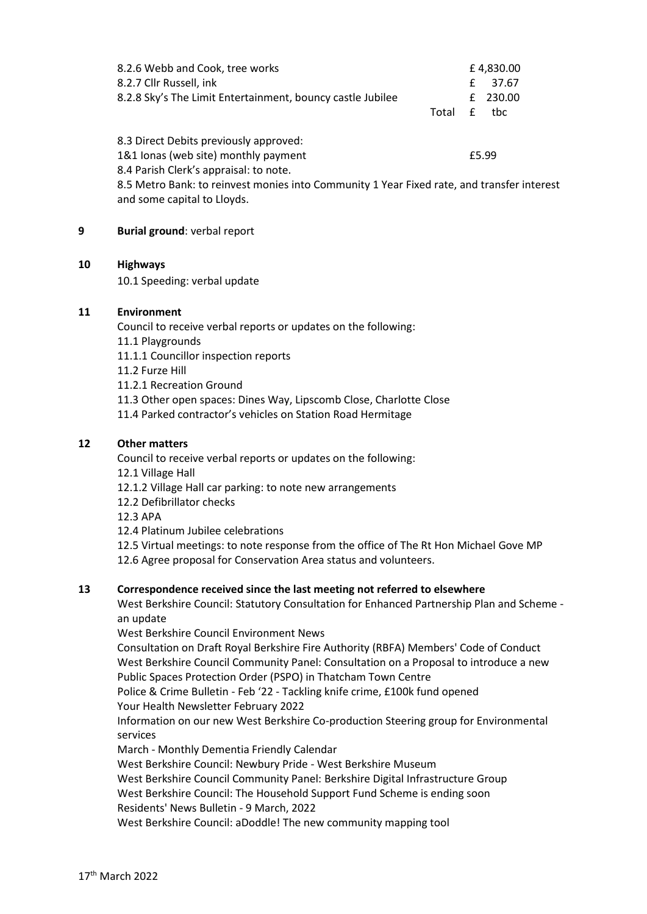| | | |
|---|---|---|
| 8.2.6 Webb and Cook, tree works | | £ 4,830.00 |
| 8.2.7 Cllr Russell, ink | | £ 37.67 |
| 8.2.8 Sky's The Limit Entertainment, bouncy castle Jubilee | | £ 230.00 |
| | Total | £ tbc |

8.3 Direct Debits previously approved:
1&1 Ionas (web site) monthly payment £5.99
8.4 Parish Clerk's appraisal: to note.
8.5 Metro Bank: to reinvest monies into Community 1 Year Fixed rate, and transfer interest and some capital to Lloyds.

**9 Burial ground**: verbal report

**10 Highways**

10.1 Speeding: verbal update

**11 Environment**

Council to receive verbal reports or updates on the following:
11.1 Playgrounds
11.1.1 Councillor inspection reports
11.2 Furze Hill
11.2.1 Recreation Ground
11.3 Other open spaces: Dines Way, Lipscomb Close, Charlotte Close
11.4 Parked contractor's vehicles on Station Road Hermitage

**12 Other matters**

Council to receive verbal reports or updates on the following:
12.1 Village Hall
12.1.2 Village Hall car parking: to note new arrangements
12.2 Defibrillator checks
12.3 APA
12.4 Platinum Jubilee celebrations
12.5 Virtual meetings: to note response from the office of The Rt Hon Michael Gove MP
12.6 Agree proposal for Conservation Area status and volunteers.

**13 Correspondence received since the last meeting not referred to elsewhere**

West Berkshire Council: Statutory Consultation for Enhanced Partnership Plan and Scheme - an update
West Berkshire Council Environment News
Consultation on Draft Royal Berkshire Fire Authority (RBFA) Members' Code of Conduct
West Berkshire Council Community Panel: Consultation on a Proposal to introduce a new Public Spaces Protection Order (PSPO) in Thatcham Town Centre
Police & Crime Bulletin - Feb '22 - Tackling knife crime, £100k fund opened
Your Health Newsletter February 2022
Information on our new West Berkshire Co-production Steering group for Environmental services
March - Monthly Dementia Friendly Calendar
West Berkshire Council: Newbury Pride - West Berkshire Museum
West Berkshire Council Community Panel: Berkshire Digital Infrastructure Group
West Berkshire Council: The Household Support Fund Scheme is ending soon
Residents' News Bulletin - 9 March, 2022
West Berkshire Council: aDoddle! The new community mapping tool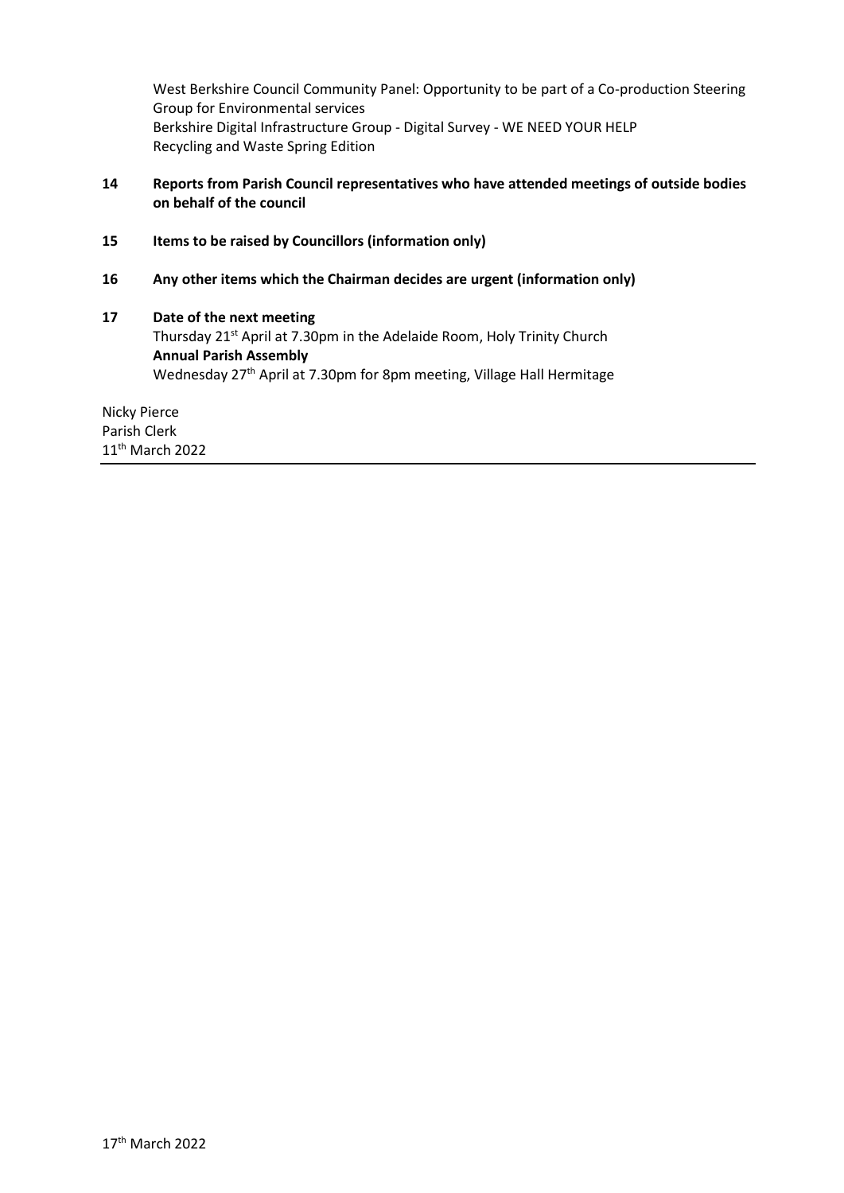West Berkshire Council Community Panel: Opportunity to be part of a Co-production Steering Group for Environmental services
Berkshire Digital Infrastructure Group - Digital Survey - WE NEED YOUR HELP
Recycling and Waste Spring Edition

**14 Reports from Parish Council representatives who have attended meetings of outside bodies on behalf of the council**

**15 Items to be raised by Councillors (information only)**

**16 Any other items which the Chairman decides are urgent (information only)**

**17 Date of the next meeting**

Thursday 21st April at 7.30pm in the Adelaide Room, Holy Trinity Church

**Annual Parish Assembly**

Wednesday 27th April at 7.30pm for 8pm meeting, Village Hall Hermitage

Nicky Pierce
Parish Clerk
11th March 2022